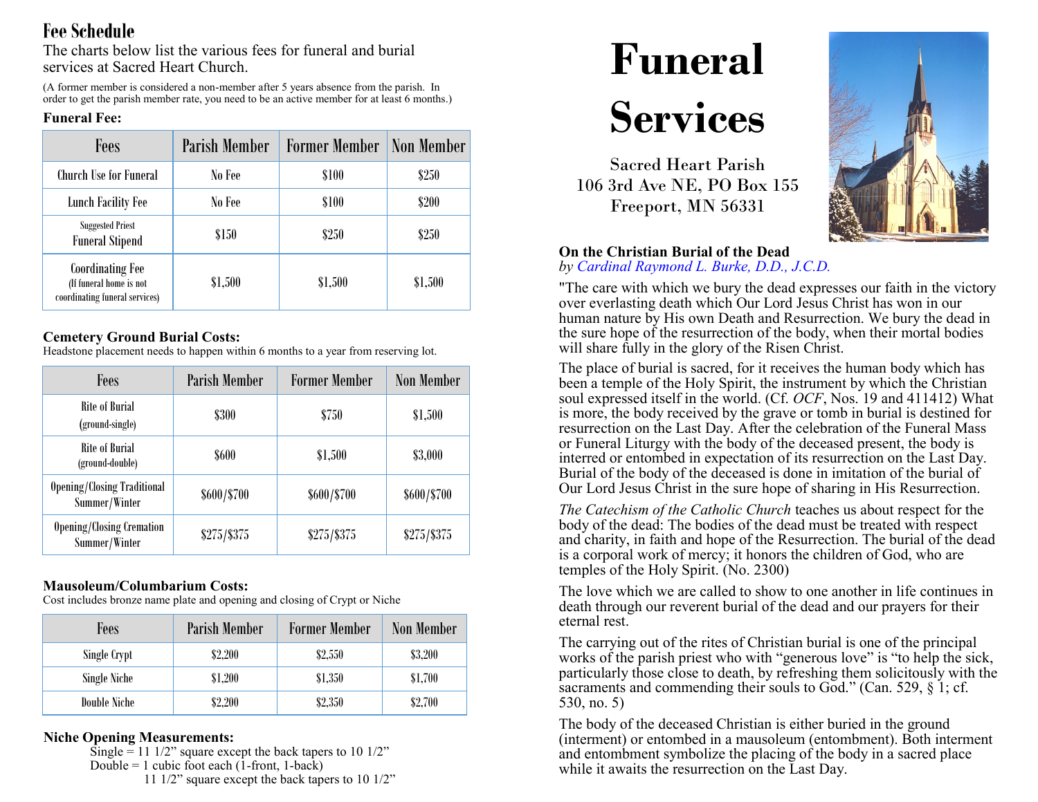## Fee Schedule

The charts below list the various fees for funeral and burial services at Sacred Heart Church.

(A former member is considered a non-member after 5 years absence from the parish. In order to get the parish member rate, you need to be an active member for at least 6 months.)

**Funeral Fee:**

| Fees | Parish Member | Former Member | Non Member |
|---|---|---|---|
| Church Use for Funeral | No Fee | $100 | $250 |
| Lunch Facility Fee | No Fee | $100 | $200 |
| Suggested Priest Funeral Stipend | $150 | $250 | $250 |
| Coordinating Fee (If funeral home is not coordinating funeral services) | $1,500 | $1,500 | $1,500 |

**Cemetery Ground Burial Costs:**

Headstone placement needs to happen within 6 months to a year from reserving lot.

| Fees | Parish Member | Former Member | Non Member |
|---|---|---|---|
| Rite of Burial (ground-single) | $300 | $750 | $1,500 |
| Rite of Burial (ground-double) | $600 | $1,500 | $3,000 |
| Opening/Closing Traditional Summer/Winter | $600/$700 | $600/$700 | $600/$700 |
| Opening/Closing Cremation Summer/Winter | $275/$375 | $275/$375 | $275/$375 |

**Mausoleum/Columbarium Costs:**

Cost includes bronze name plate and opening and closing of Crypt or Niche

| Fees | Parish Member | Former Member | Non Member |
|---|---|---|---|
| Single Crypt | $2,200 | $2,550 | $3,200 |
| Single Niche | $1,200 | $1,350 | $1,700 |
| Double Niche | $2,200 | $2,350 | $2,700 |

**Niche Opening Measurements:**

Single = 11 1/2" square except the back tapers to 10 1/2"
Double = 1 cubic foot each (1-front, 1-back)
11 1/2" square except the back tapers to 10 1/2"

# Funeral Services

Sacred Heart Parish
106 3rd Ave NE, PO Box 155
Freeport, MN 56331

**On the Christian Burial of the Dead**
*by Cardinal Raymond L. Burke, D.D., J.C.D.*

"The care with which we bury the dead expresses our faith in the victory over everlasting death which Our Lord Jesus Christ has won in our human nature by His own Death and Resurrection. We bury the dead in the sure hope of the resurrection of the body, when their mortal bodies will share fully in the glory of the Risen Christ.

The place of burial is sacred, for it receives the human body which has been a temple of the Holy Spirit, the instrument by which the Christian soul expressed itself in the world. (Cf. *OCF*, Nos. 19 and 411412) What is more, the body received by the grave or tomb in burial is destined for resurrection on the Last Day. After the celebration of the Funeral Mass or Funeral Liturgy with the body of the deceased present, the body is interred or entombed in expectation of its resurrection on the Last Day. Burial of the body of the deceased is done in imitation of the burial of Our Lord Jesus Christ in the sure hope of sharing in His Resurrection.

*The Catechism of the Catholic Church* teaches us about respect for the body of the dead: The bodies of the dead must be treated with respect and charity, in faith and hope of the Resurrection. The burial of the dead is a corporal work of mercy; it honors the children of God, who are temples of the Holy Spirit. (No. 2300)

The love which we are called to show to one another in life continues in death through our reverent burial of the dead and our prayers for their eternal rest.

The carrying out of the rites of Christian burial is one of the principal works of the parish priest who with "generous love" is "to help the sick, particularly those close to death, by refreshing them solicitously with the sacraments and commending their souls to God." (Can. 529, § 1; cf. 530, no. 5)

The body of the deceased Christian is either buried in the ground (interment) or entombed in a mausoleum (entombment). Both interment and entombment symbolize the placing of the body in a sacred place while it awaits the resurrection on the Last Day.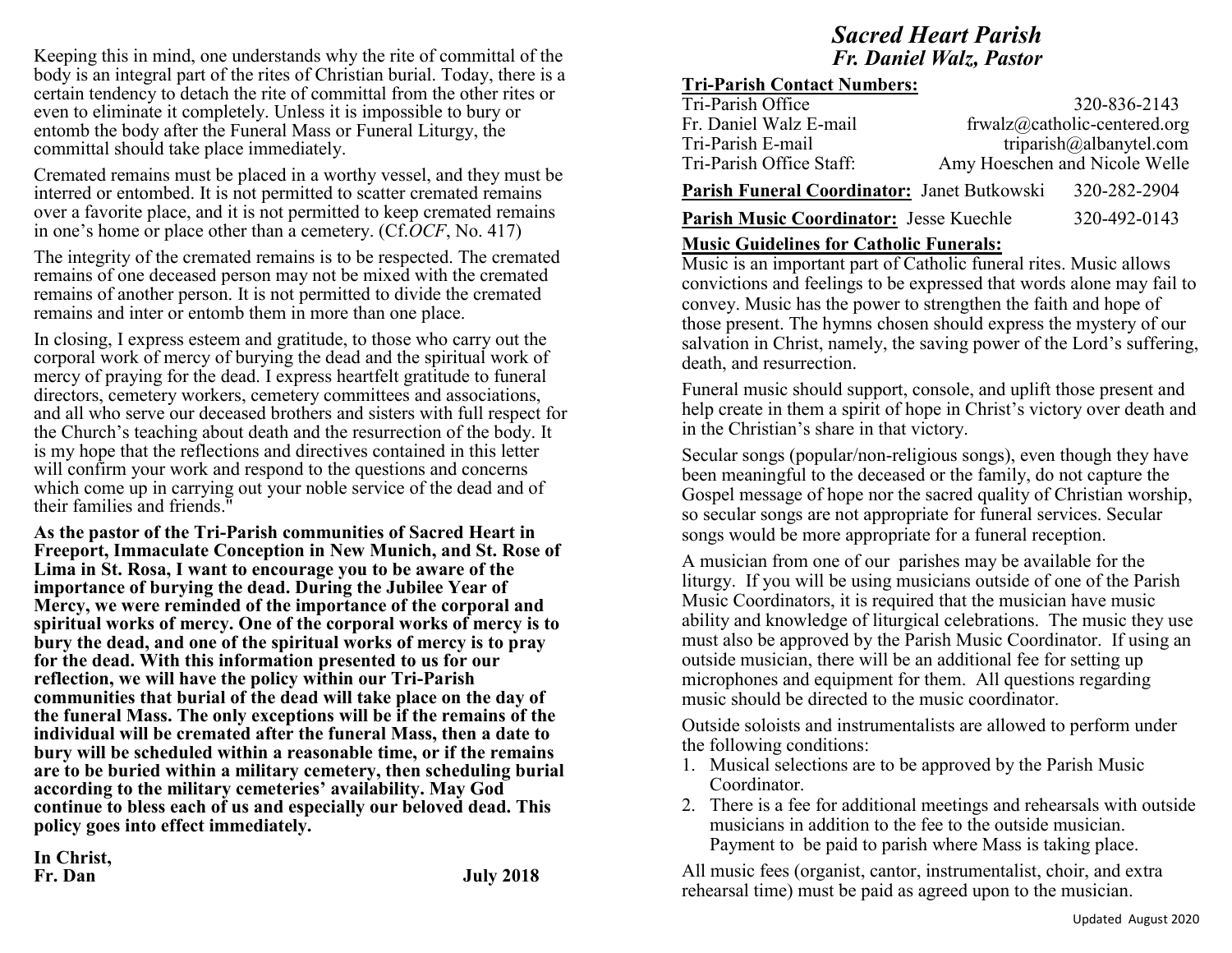Keeping this in mind, one understands why the rite of committal of the body is an integral part of the rites of Christian burial. Today, there is a certain tendency to detach the rite of committal from the other rites or even to eliminate it completely. Unless it is impossible to bury or entomb the body after the Funeral Mass or Funeral Liturgy, the committal should take place immediately.

Cremated remains must be placed in a worthy vessel, and they must be interred or entombed. It is not permitted to scatter cremated remains over a favorite place, and it is not permitted to keep cremated remains in one's home or place other than a cemetery. (Cf.*OCF*, No. 417)

The integrity of the cremated remains is to be respected. The cremated remains of one deceased person may not be mixed with the cremated remains of another person. It is not permitted to divide the cremated remains and inter or entomb them in more than one place.

In closing, I express esteem and gratitude, to those who carry out the corporal work of mercy of burying the dead and the spiritual work of mercy of praying for the dead. I express heartfelt gratitude to funeral directors, cemetery workers, cemetery committees and associations, and all who serve our deceased brothers and sisters with full respect for the Church's teaching about death and the resurrection of the body. It is my hope that the reflections and directives contained in this letter will confirm your work and respond to the questions and concerns which come up in carrying out your noble service of the dead and of their families and friends."

**As the pastor of the Tri-Parish communities of Sacred Heart in Freeport, Immaculate Conception in New Munich, and St. Rose of Lima in St. Rosa, I want to encourage you to be aware of the importance of burying the dead. During the Jubilee Year of Mercy, we were reminded of the importance of the corporal and spiritual works of mercy. One of the corporal works of mercy is to bury the dead, and one of the spiritual works of mercy is to pray for the dead. With this information presented to us for our reflection, we will have the policy within our Tri-Parish communities that burial of the dead will take place on the day of the funeral Mass. The only exceptions will be if the remains of the individual will be cremated after the funeral Mass, then a date to bury will be scheduled within a reasonable time, or if the remains are to be buried within a military cemetery, then scheduling burial according to the military cemeteries' availability. May God continue to bless each of us and especially our beloved dead. This policy goes into effect immediately.**

**In Christ,**
**Fr. Dan** **July 2018**

# *Sacred Heart Parish*
## *Fr. Daniel Walz, Pastor*

**Tri-Parish Contact Numbers:**

| | |
|---|---|
| Tri-Parish Office | 320-836-2143 |
| Fr. Daniel Walz E-mail | frwalz@catholic-centered.org |
| Tri-Parish E-mail | triparish@albanytel.com |
| Tri-Parish Office Staff: | Amy Hoeschen and Nicole Welle |

**Parish Funeral Coordinator:** Janet Butkowski 320-282-2904

**Parish Music Coordinator:** Jesse Kuechle 320-492-0143

**Music Guidelines for Catholic Funerals:**

Music is an important part of Catholic funeral rites. Music allows convictions and feelings to be expressed that words alone may fail to convey. Music has the power to strengthen the faith and hope of those present. The hymns chosen should express the mystery of our salvation in Christ, namely, the saving power of the Lord's suffering, death, and resurrection.

Funeral music should support, console, and uplift those present and help create in them a spirit of hope in Christ's victory over death and in the Christian's share in that victory.

Secular songs (popular/non-religious songs), even though they have been meaningful to the deceased or the family, do not capture the Gospel message of hope nor the sacred quality of Christian worship, so secular songs are not appropriate for funeral services. Secular songs would be more appropriate for a funeral reception.

A musician from one of our parishes may be available for the liturgy. If you will be using musicians outside of one of the Parish Music Coordinators, it is required that the musician have music ability and knowledge of liturgical celebrations. The music they use must also be approved by the Parish Music Coordinator. If using an outside musician, there will be an additional fee for setting up microphones and equipment for them. All questions regarding music should be directed to the music coordinator.

Outside soloists and instrumentalists are allowed to perform under the following conditions:

1. Musical selections are to be approved by the Parish Music Coordinator.
2. There is a fee for additional meetings and rehearsals with outside musicians in addition to the fee to the outside musician. Payment to be paid to parish where Mass is taking place.

All music fees (organist, cantor, instrumentalist, choir, and extra rehearsal time) must be paid as agreed upon to the musician.

Updated August 2020